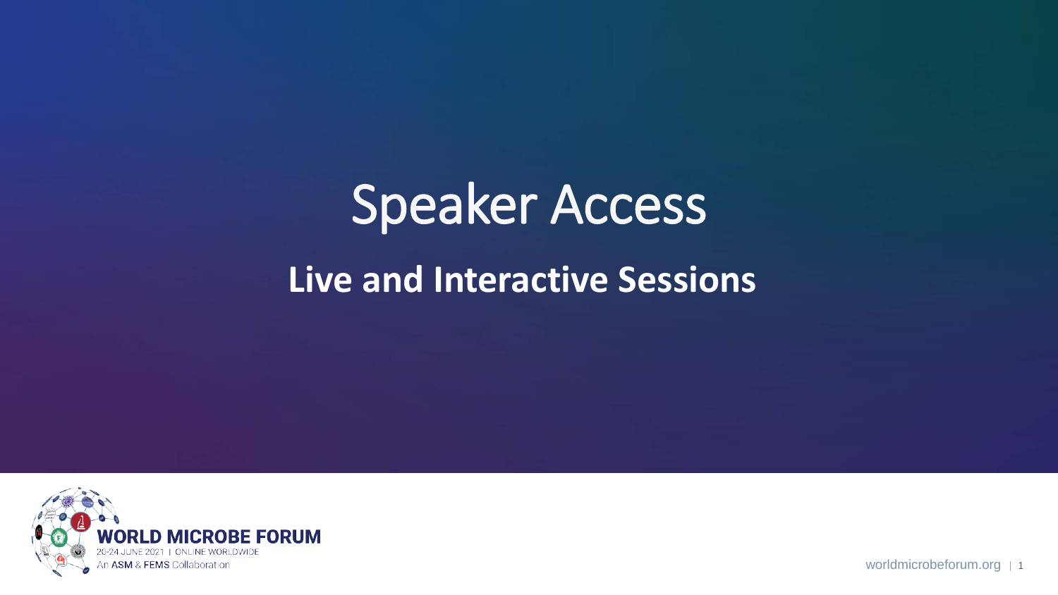# Speaker Access

## Live and Interactive Sessions

WORLD MICROBE FORUM

20-24 JUNE 2021 | ONLINE WORLDWIDE

An ASM & FEMS Collaboration

worldmicrobeforum.org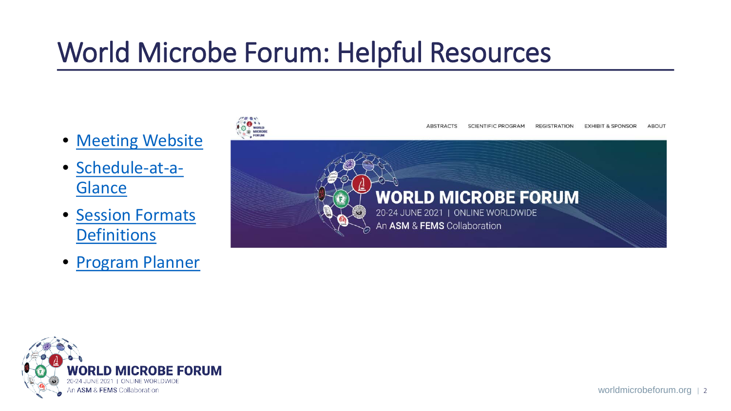# World Microbe Forum: Helpful Resources

- Meeting Website
- Schedule-at-a-Glance
- Session Formats Definitions
- Program Planner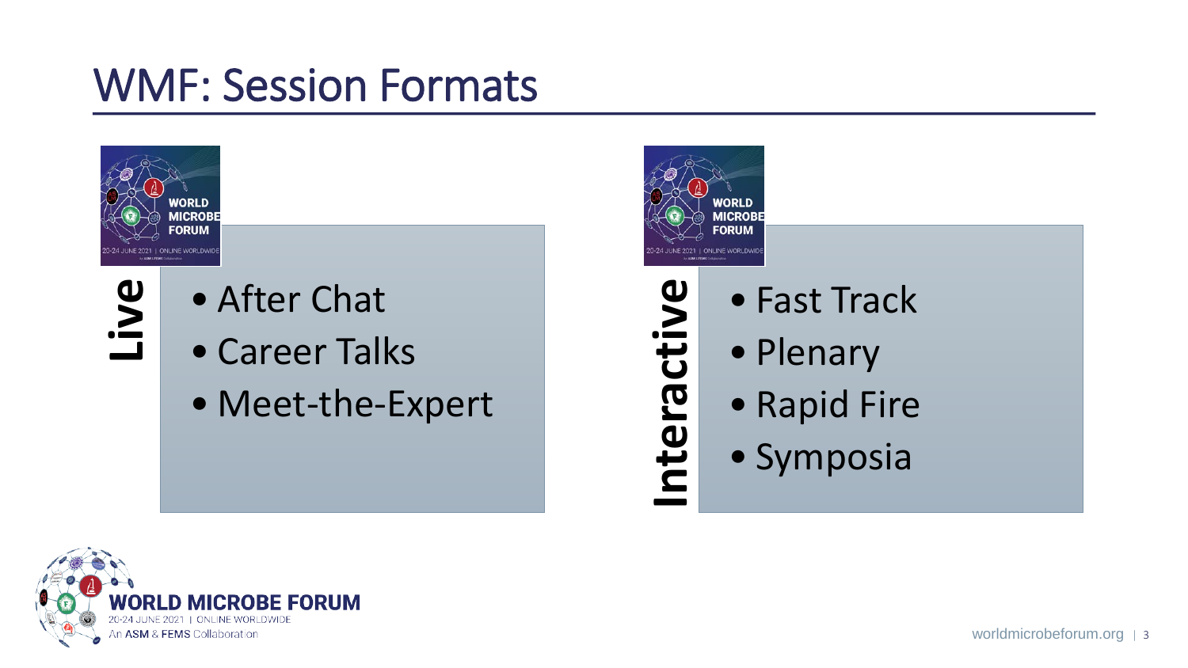# WMF: Session Formats

**Live**

- After Chat
- Career Talks
- Meet-the-Expert

**Interactive**

- Fast Track
- Plenary
- Rapid Fire
- Symposia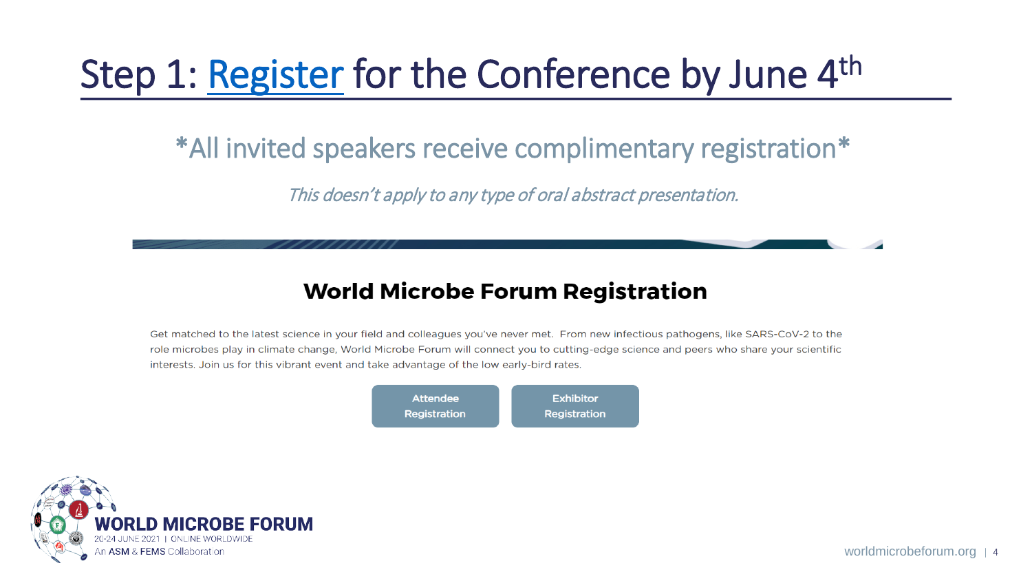# Step 1: Register for the Conference by June 4th

## *All invited speakers receive complimentary registration*

*This doesn't apply to any type of oral abstract presentation.*

### World Microbe Forum Registration

Get matched to the latest science in your field and colleagues you've never met. From new infectious pathogens, like SARS-CoV-2 to the role microbes play in climate change, World Microbe Forum will connect you to cutting-edge science and peers who share your scientific interests. Join us for this vibrant event and take advantage of the low early-bird rates.

Attendee Registration | Exhibitor Registration

**WORLD MICROBE FORUM**
20-24 JUNE 2021 | ONLINE WORLDWIDE
An ASM & FEMS Collaboration

worldmicrobeforum.org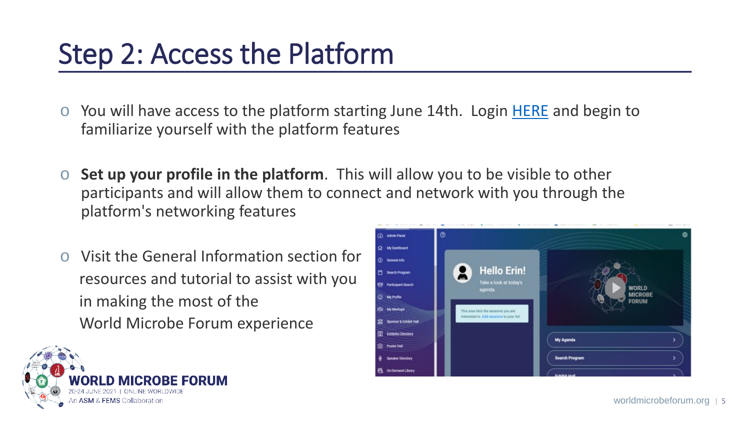# Step 2: Access the Platform

- You will have access to the platform starting June 14th. Login [HERE] and begin to familiarize yourself with the platform features
- **Set up your profile in the platform**. This will allow you to be visible to other participants and will allow them to connect and network with you through the platform's networking features
- Visit the General Information section for resources and tutorial to assist with you in making the most of the World Microbe Forum experience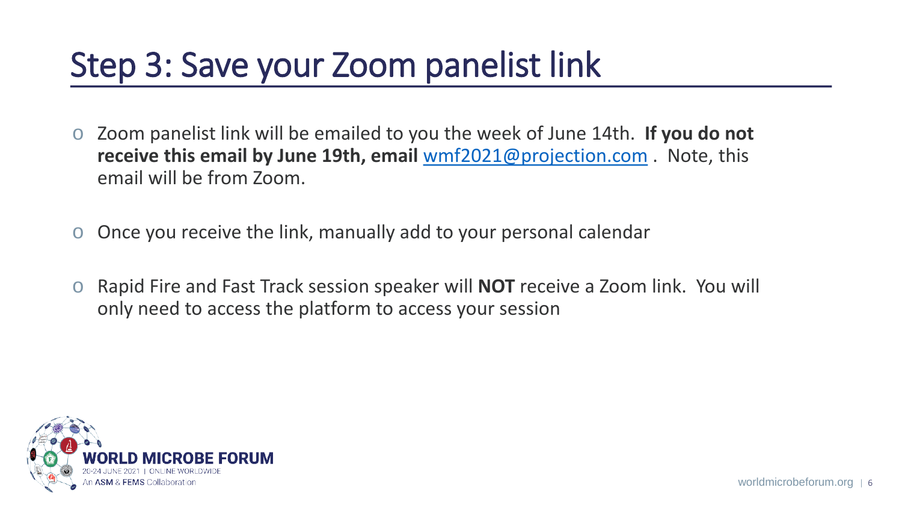# Step 3: Save your Zoom panelist link

- Zoom panelist link will be emailed to you the week of June 14th. **If you do not receive this email by June 19th, email** [wmf2021@projection.com](mailto:wmf2021@projection.com) . Note, this email will be from Zoom.
- Once you receive the link, manually add to your personal calendar
- Rapid Fire and Fast Track session speaker will **NOT** receive a Zoom link. You will only need to access the platform to access your session

WORLD MICROBE FORUM
20-24 JUNE 2021 | ONLINE WORLDWIDE
An ASM & FEMS Collaboration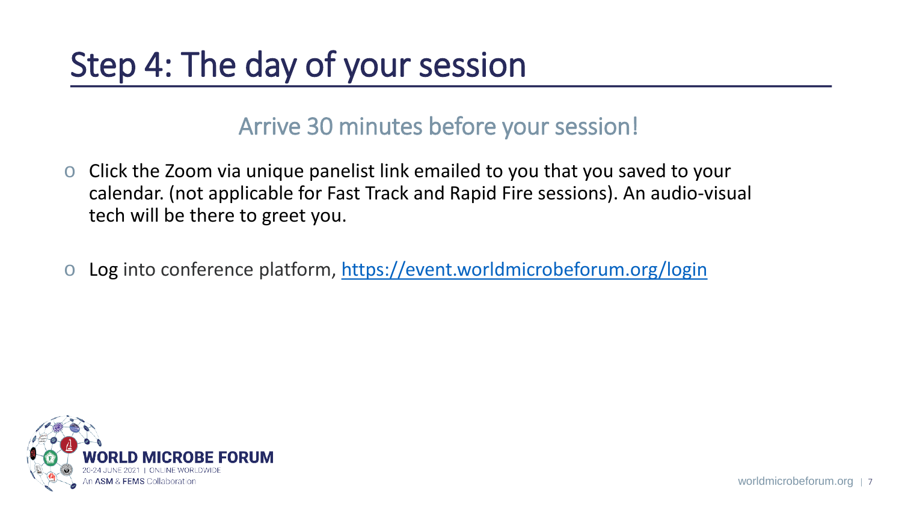# Step 4: The day of your session

## Arrive 30 minutes before your session!

- Click the Zoom via unique panelist link emailed to you that you saved to your calendar. (not applicable for Fast Track and Rapid Fire sessions). An audio-visual tech will be there to greet you.
- Log into conference platform, [https://event.worldmicrobeforum.org/login](https://event.worldmicrobeforum.org/login)

WORLD MICROBE FORUM
20-24 JUNE 2021 | ONLINE WORLDWIDE
An ASM & FEMS Collaboration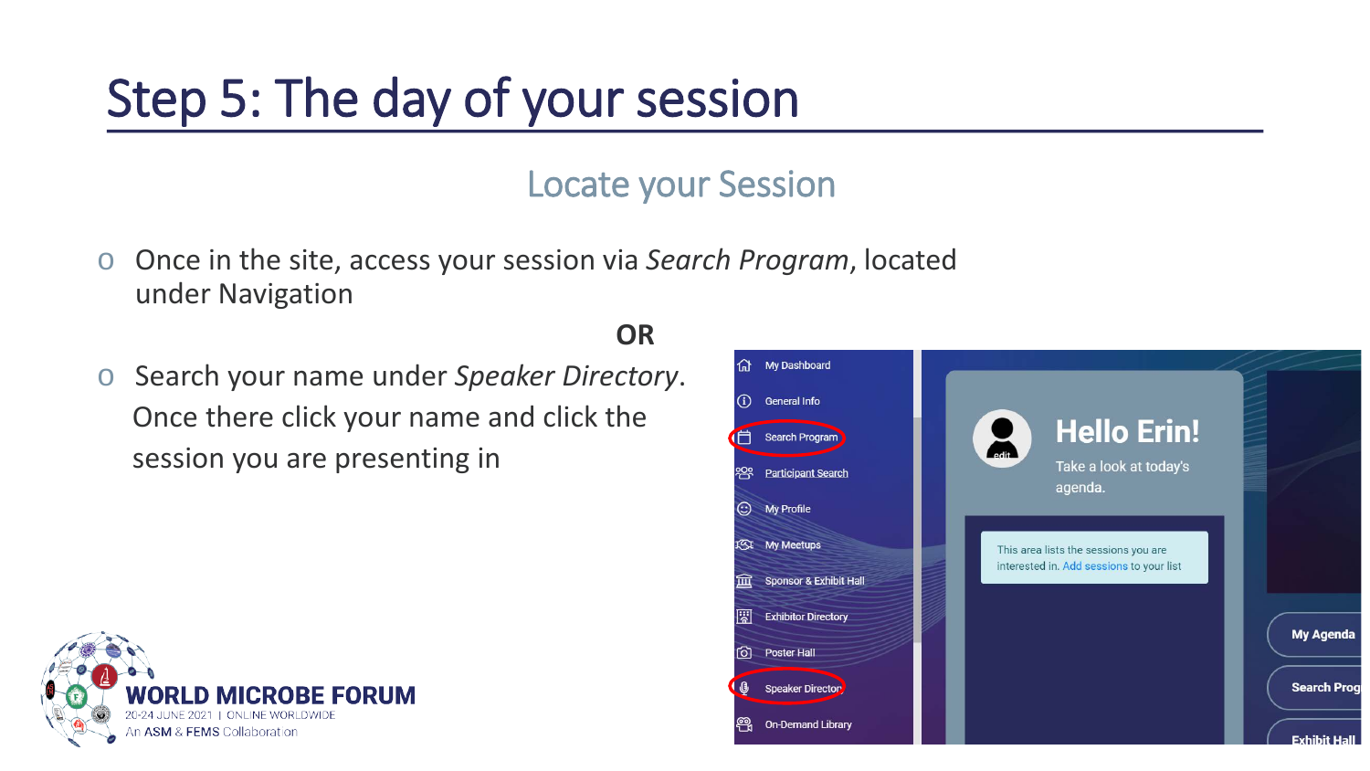# Step 5: The day of your session

## Locate your Session

- Once in the site, access your session via *Search Program*, located under Navigation

**OR**

- Search your name under *Speaker Directory*. Once there click your name and click the session you are presenting in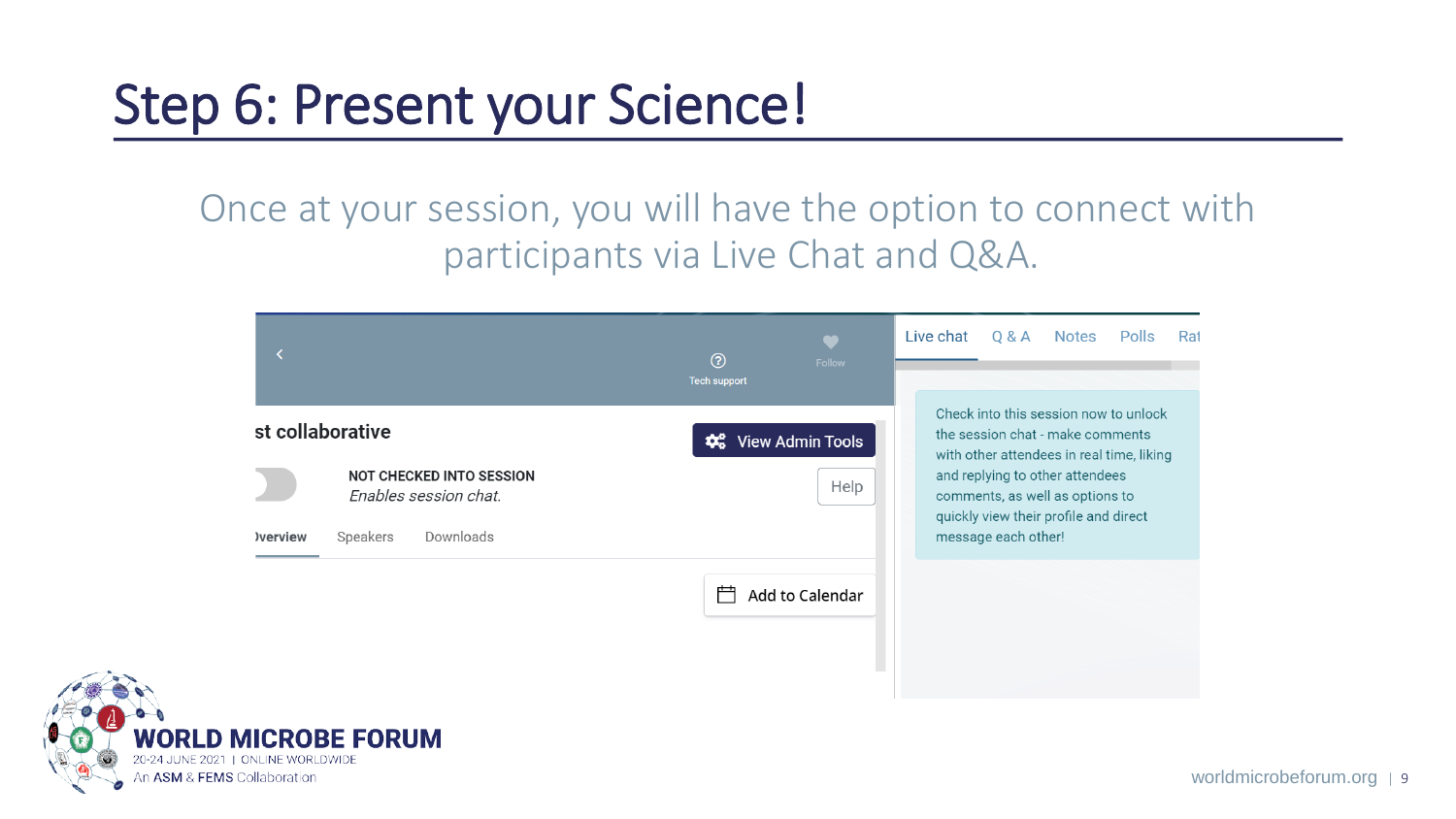# Step 6: Present your Science!

Once at your session, you will have the option to connect with participants via Live Chat and Q&A.

Tech support

Follow

st collaborative

View Admin Tools

NOT CHECKED INTO SESSION

*Enables session chat.*

Help

Overview Speakers Downloads

Add to Calendar

Live chat Q & A Notes Polls Rat

Check into this session now to unlock the session chat - make comments with other attendees in real time, liking and replying to other attendees comments, as well as options to quickly view their profile and direct message each other!

WORLD MICROBE FORUM

20-24 JUNE 2021 | ONLINE WORLDWIDE

An ASM & FEMS Collaboration

worldmicrobeforum.org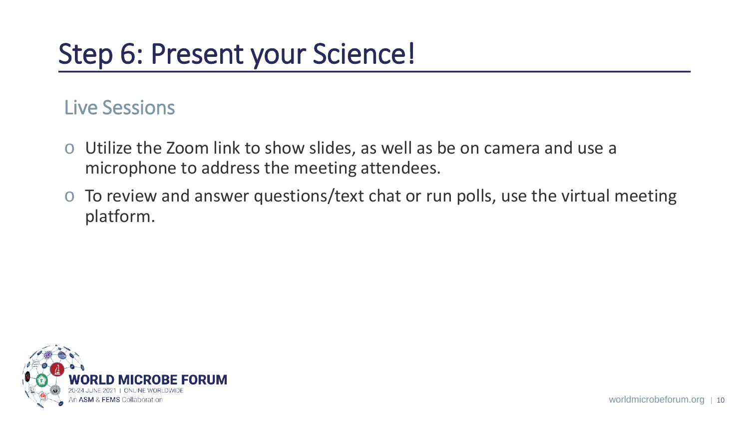# Step 6: Present your Science!

## Live Sessions

- Utilize the Zoom link to show slides, as well as be on camera and use a microphone to address the meeting attendees.
- To review and answer questions/text chat or run polls, use the virtual meeting platform.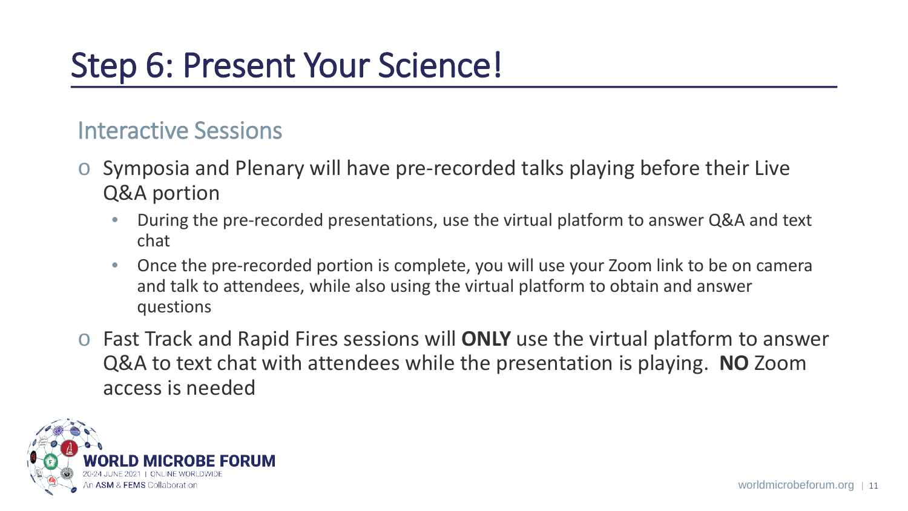# Step 6: Present Your Science!

## Interactive Sessions

- Symposia and Plenary will have pre-recorded talks playing before their Live Q&A portion
  - During the pre-recorded presentations, use the virtual platform to answer Q&A and text chat
  - Once the pre-recorded portion is complete, you will use your Zoom link to be on camera and talk to attendees, while also using the virtual platform to obtain and answer questions
- Fast Track and Rapid Fires sessions will **ONLY** use the virtual platform to answer Q&A to text chat with attendees while the presentation is playing. **NO** Zoom access is needed

WORLD MICROBE FORUM
20-24 JUNE 2021 | ONLINE WORLDWIDE
An ASM & FEMS Collaboration

worldmicrobeforum.org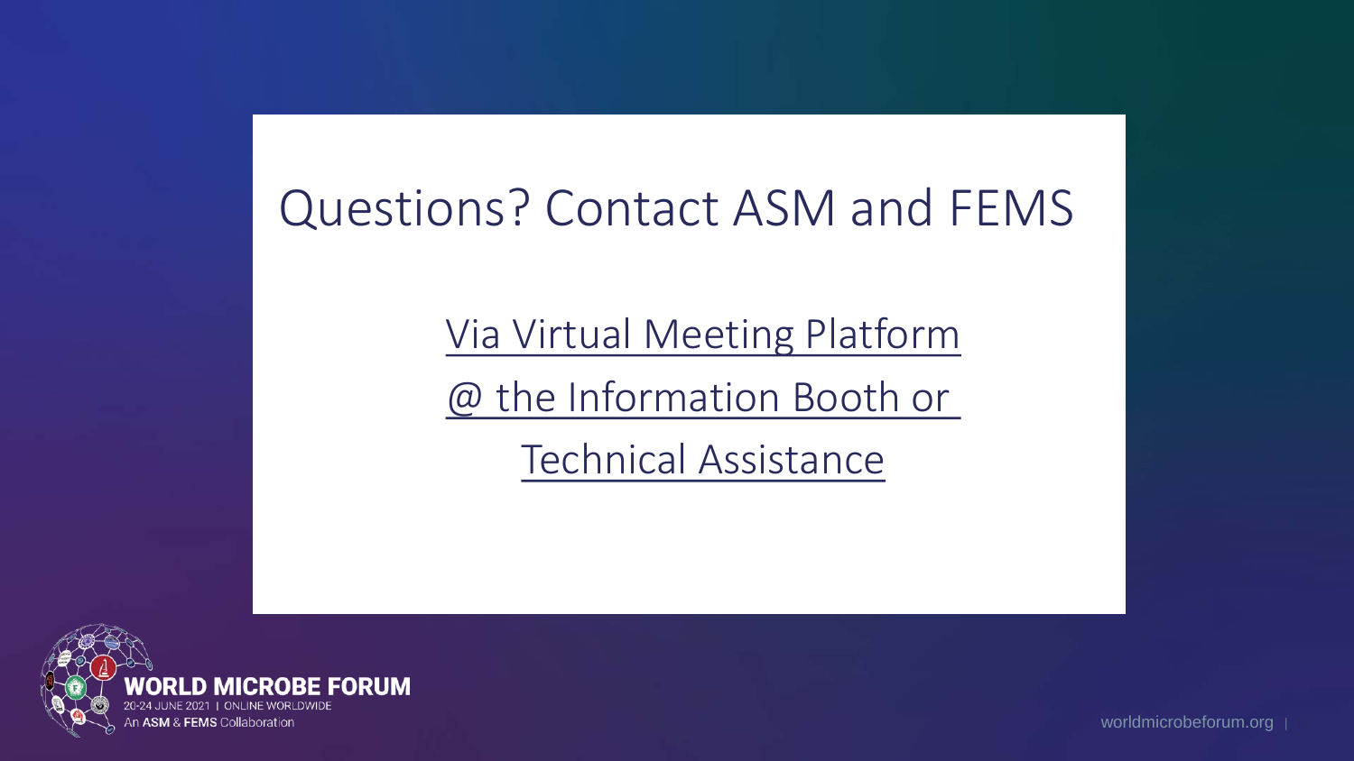# Questions? Contact ASM and FEMS

Via Virtual Meeting Platform

@ the Information Booth or

Technical Assistance

WORLD MICROBE FORUM
20-24 JUNE 2021 | ONLINE WORLDWIDE
An ASM & FEMS Collaboration

worldmicrobeforum.org